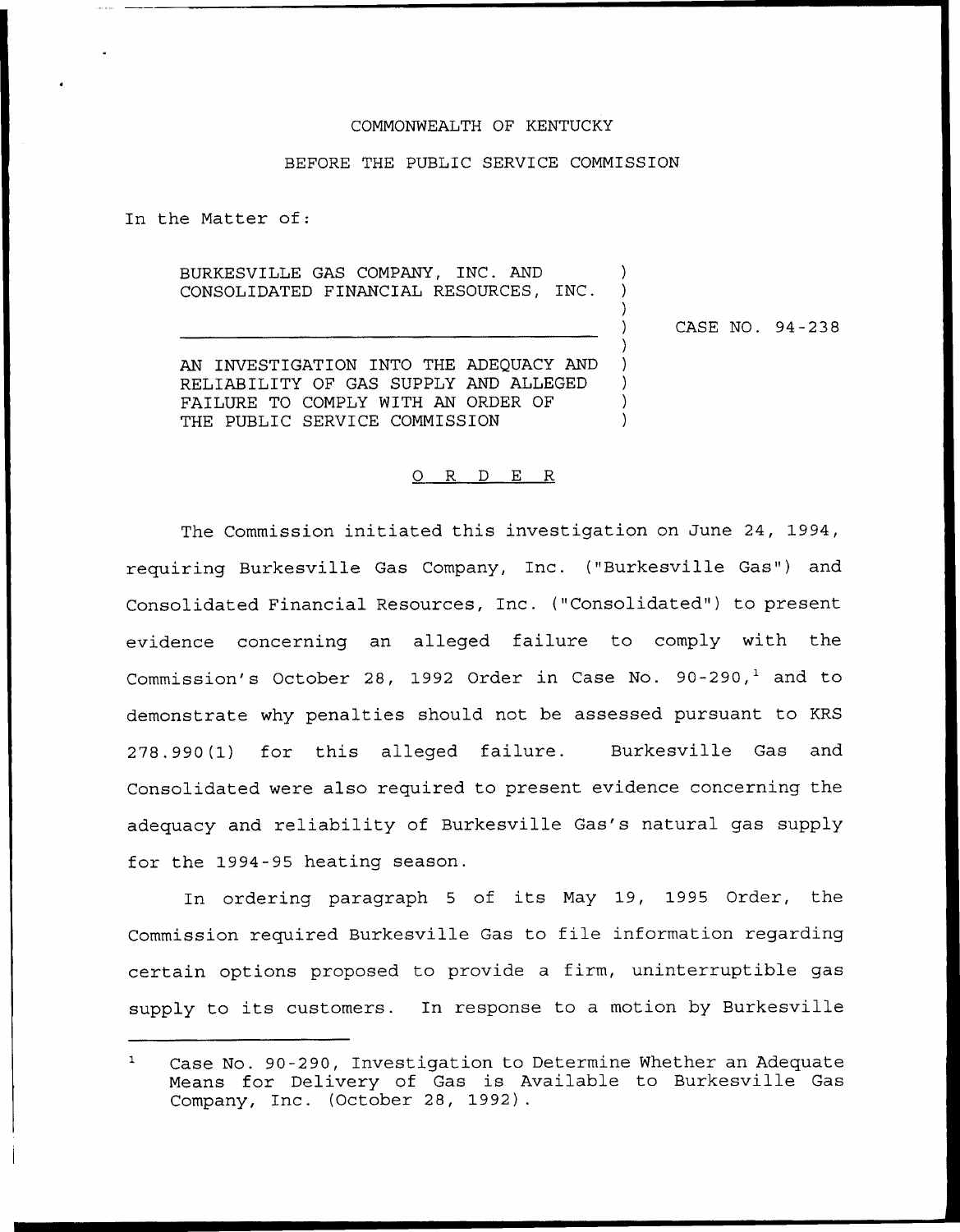COMMONWEALTH OF KENTUCKY

BEFORE THE PUBLIC SERVICE COMMISSION

In the Matter of:

BURKESVILLE GAS COMPANY, INC. AND CONSOLIDATED FINANCIAL RESOURCES, INC.

CASE NO. 94-238

AN INVESTIGATION INTO THE ADEQUACY AND RELIABILITY OF GAS SUPPLY AND ALLEGED FAILURE TO COMPLY WITH AN ORDER OF THE PUBLIC SERVICE COMMISSION

O R D E R

The Commission initiated this investigation on June 24, 1994, requiring Burkesville Gas Company, Inc. ("Burkesville Gas") and Consolidated Financial Resources, Inc. ("Consolidated") to present evidence concerning an alleged failure to comply with the Commission's October 28, 1992 Order in Case No. 90-290,[1] and to demonstrate why penalties should not be assessed pursuant to KRS 278.990(1) for this alleged failure. Burkesville Gas and Consolidated were also required to present evidence concerning the adequacy and reliability of Burkesville Gas's natural gas supply for the 1994-95 heating season.

In ordering paragraph 5 of its May 19, 1995 Order, the Commission required Burkesville Gas to file information regarding certain options proposed to provide a firm, uninterruptible gas supply to its customers. In response to a motion by Burkesville

[1] Case No. 90-290, Investigation to Determine Whether an Adequate Means for Delivery of Gas is Available to Burkesville Gas Company, Inc. (October 28, 1992).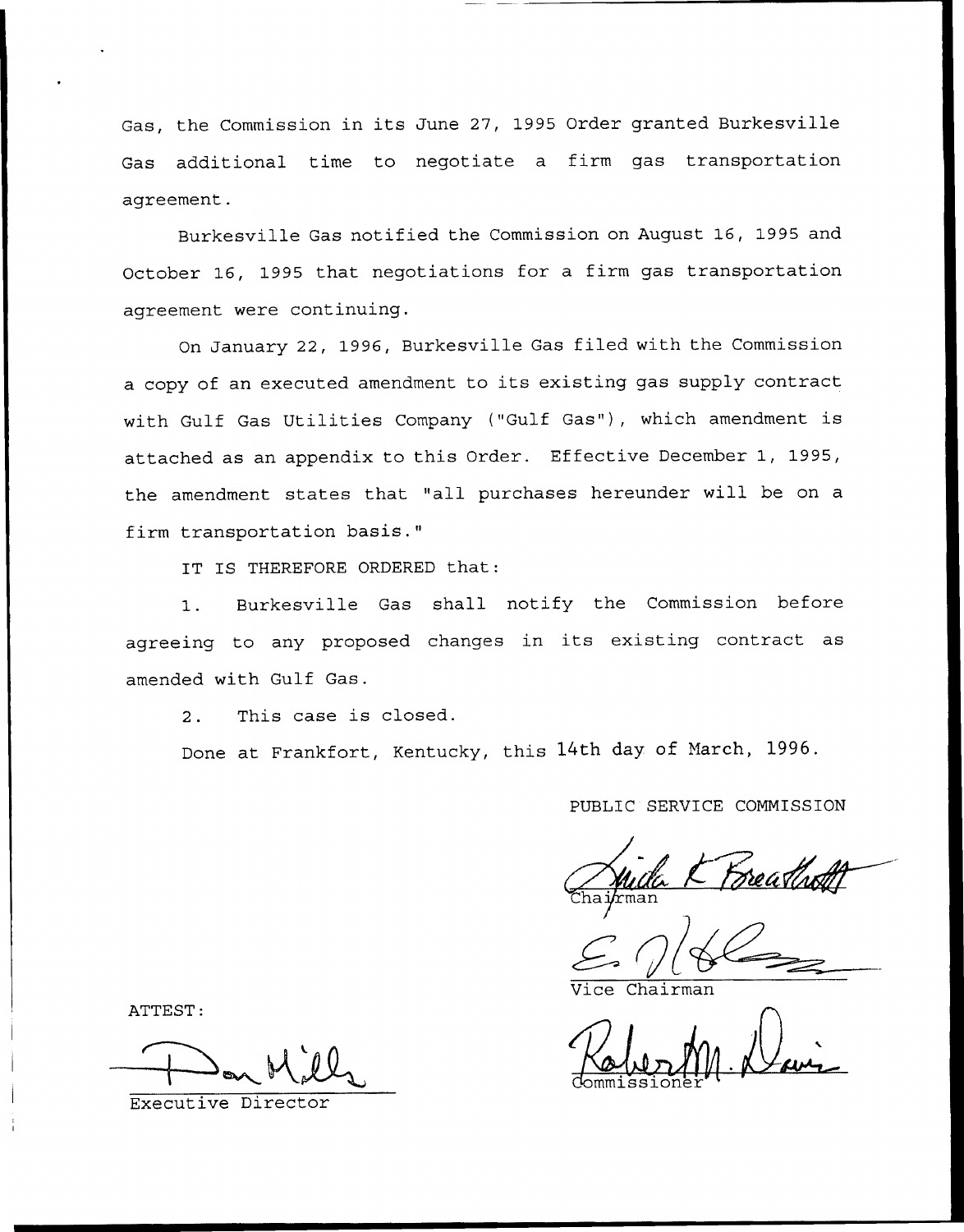Gas, the Commission in its June 27, 1995 Order granted Burkesville Gas additional time to negotiate a firm gas transportation agreement.

Burkesville Gas notified the Commission on August 16, 1995 and October 16, 1995 that negotiations for a firm gas transportation agreement were continuing.

On January 22, 1996, Burkesville Gas filed with the Commission a copy of an executed amendment to its existing gas supply contract with Gulf Gas Utilities Company ("Gulf Gas"), which amendment is attached as an appendix to this Order. Effective December 1, 1995, the amendment states that "all purchases hereunder will be on a firm transportation basis."

IT IS THEREFORE ORDERED that:

1. Burkesville Gas shall notify the Commission before agreeing to any proposed changes in its existing contract as amended with Gulf Gas.

2. This case is closed.

Done at Frankfort, Kentucky, this 14th day of March, 1996.

PUBLIC SERVICE COMMISSION

Chairman

Vice Chairman

Commissioner

ATTEST:

Executive Director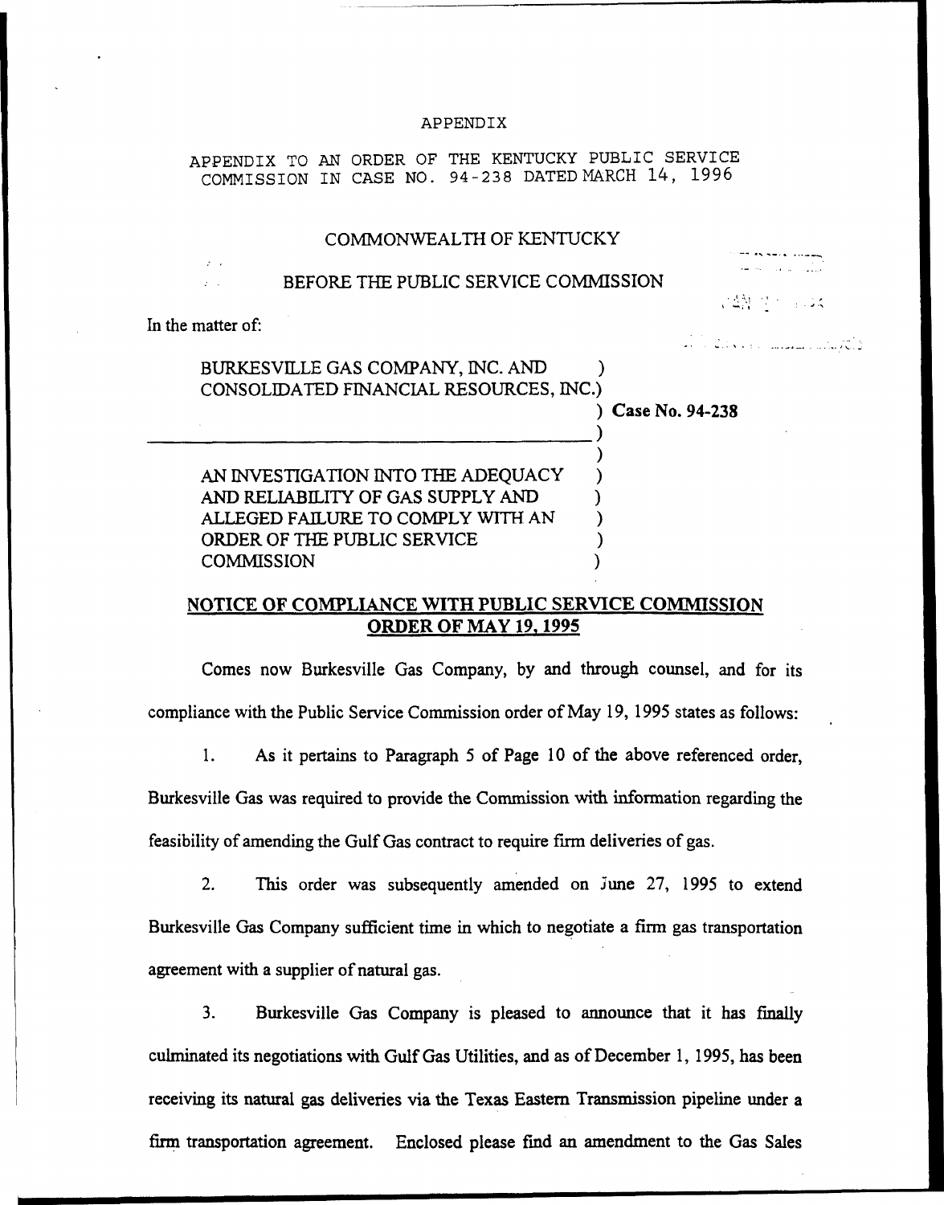APPENDIX

APPENDIX TO AN ORDER OF THE KENTUCKY PUBLIC SERVICE COMMISSION IN CASE NO. 94-238 DATED MARCH 14, 1996

COMMONWEALTH OF KENTUCKY

BEFORE THE PUBLIC SERVICE COMMISSION

In the matter of:

BURKESVILLE GAS COMPANY, INC. AND CONSOLIDATED FINANCIAL RESOURCES, INC.) Case No. 94-238

AN INVESTIGATION INTO THE ADEQUACY AND RELIABILITY OF GAS SUPPLY AND ALLEGED FAILURE TO COMPLY WITH AN ORDER OF THE PUBLIC SERVICE COMMISSION

**NOTICE OF COMPLIANCE WITH PUBLIC SERVICE COMMISSION ORDER OF MAY 19, 1995**

Comes now Burkesville Gas Company, by and through counsel, and for its compliance with the Public Service Commission order of May 19, 1995 states as follows:

1. As it pertains to Paragraph 5 of Page 10 of the above referenced order, Burkesville Gas was required to provide the Commission with information regarding the feasibility of amending the Gulf Gas contract to require firm deliveries of gas.

2. This order was subsequently amended on June 27, 1995 to extend Burkesville Gas Company sufficient time in which to negotiate a firm gas transportation agreement with a supplier of natural gas.

3. Burkesville Gas Company is pleased to announce that it has finally culminated its negotiations with Gulf Gas Utilities, and as of December 1, 1995, has been receiving its natural gas deliveries via the Texas Eastern Transmission pipeline under a firm transportation agreement. Enclosed please find an amendment to the Gas Sales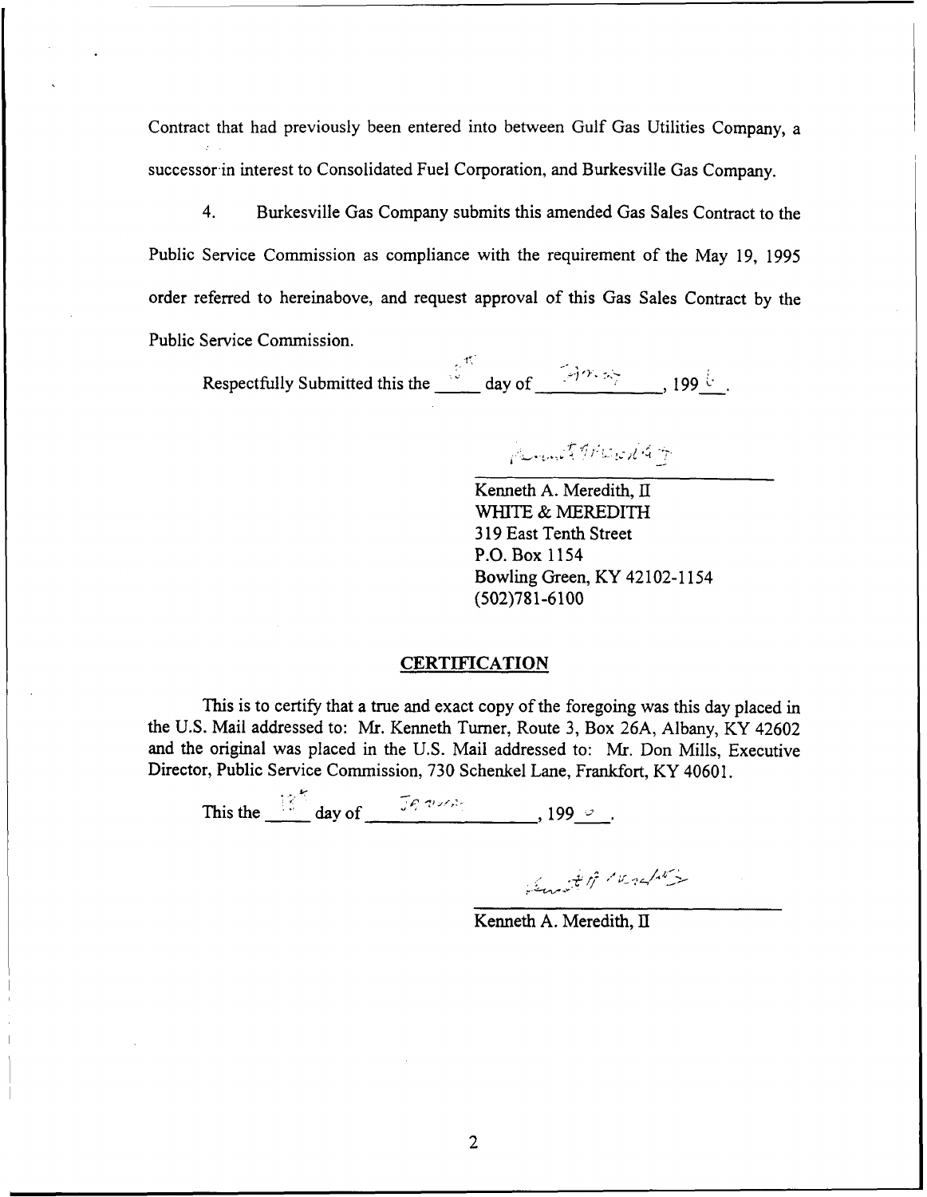Contract that had previously been entered into between Gulf Gas Utilities Company, a successor in interest to Consolidated Fuel Corporation, and Burkesville Gas Company.

4. Burkesville Gas Company submits this amended Gas Sales Contract to the Public Service Commission as compliance with the requirement of the May 19, 1995 order referred to hereinabove, and request approval of this Gas Sales Contract by the Public Service Commission.

Respectfully Submitted this the 8th day of January, 1996.

Kenneth A. Meredith, II
WHITE & MEREDITH
319 East Tenth Street
P.O. Box 1154
Bowling Green, KY 42102-1154
(502)781-6100

## CERTIFICATION

This is to certify that a true and exact copy of the foregoing was this day placed in the U.S. Mail addressed to: Mr. Kenneth Turner, Route 3, Box 26A, Albany, KY 42602 and the original was placed in the U.S. Mail addressed to: Mr. Don Mills, Executive Director, Public Service Commission, 730 Schenkel Lane, Frankfort, KY 40601.

This the 8th day of January, 1996.

Kenneth A. Meredith, II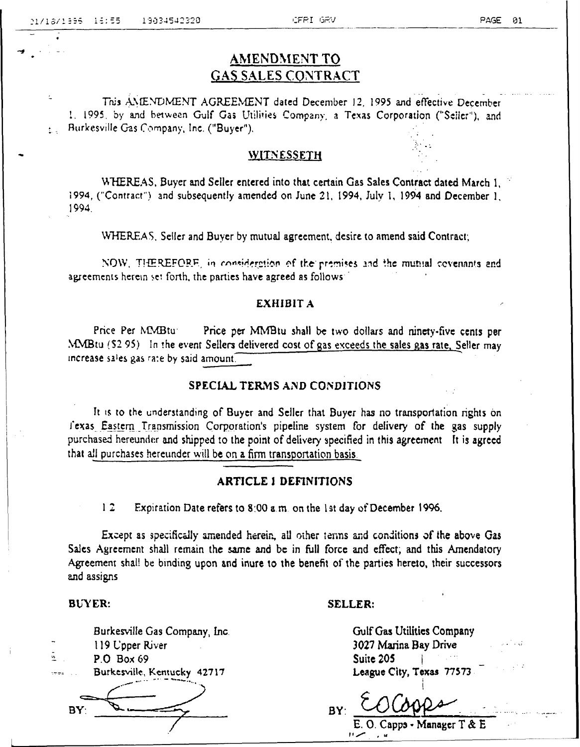# AMENDMENT TO GAS SALES CONTRACT

This AMENDMENT AGREEMENT dated December 12, 1995 and effective December 1, 1995, by and between Gulf Gas Utilities Company, a Texas Corporation ("Seller"), and Burkesville Gas Company, Inc. ("Buyer").

## WITNESSETH

WHEREAS, Buyer and Seller entered into that certain Gas Sales Contract dated March 1, 1994, ("Contract") and subsequently amended on June 21, 1994, July 1, 1994 and December 1, 1994.

WHEREAS, Seller and Buyer by mutual agreement, desire to amend said Contract;

NOW, THEREFORE, in consideration of the premises and the mutual covenants and agreements herein set forth, the parties have agreed as follows:

### EXHIBIT A

Price Per MMBtu: Price per MMBtu shall be two dollars and ninety-five cents per MMBtu ($2.95). In the event Sellers delivered cost of gas exceeds the sales gas rate, Seller may increase sales gas rate by said amount.

### SPECIAL TERMS AND CONDITIONS

It is to the understanding of Buyer and Seller that Buyer has no transportation rights on Texas Eastern Transmission Corporation's pipeline system for delivery of the gas supply purchased hereunder and shipped to the point of delivery specified in this agreement. It is agreed that all purchases hereunder will be on a firm transportation basis.

### ARTICLE 1 DEFINITIONS

1.2 Expiration Date refers to 8:00 a.m. on the 1st day of December 1996.

Except as specifically amended herein, all other terms and conditions of the above Gas Sales Agreement shall remain the same and be in full force and effect; and this Amendatory Agreement shall be binding upon and inure to the benefit of the parties hereto, their successors and assigns

**BUYER:**

Burkesville Gas Company, Inc.
119 Upper River
P.O. Box 69
Burkesville, Kentucky 42717

BY: ______________________

**SELLER:**

Gulf Gas Utilities Company
3027 Marina Bay Drive
Suite 205
League City, Texas 77573

BY: E O Capps
E. O. Capps - Manager T & E